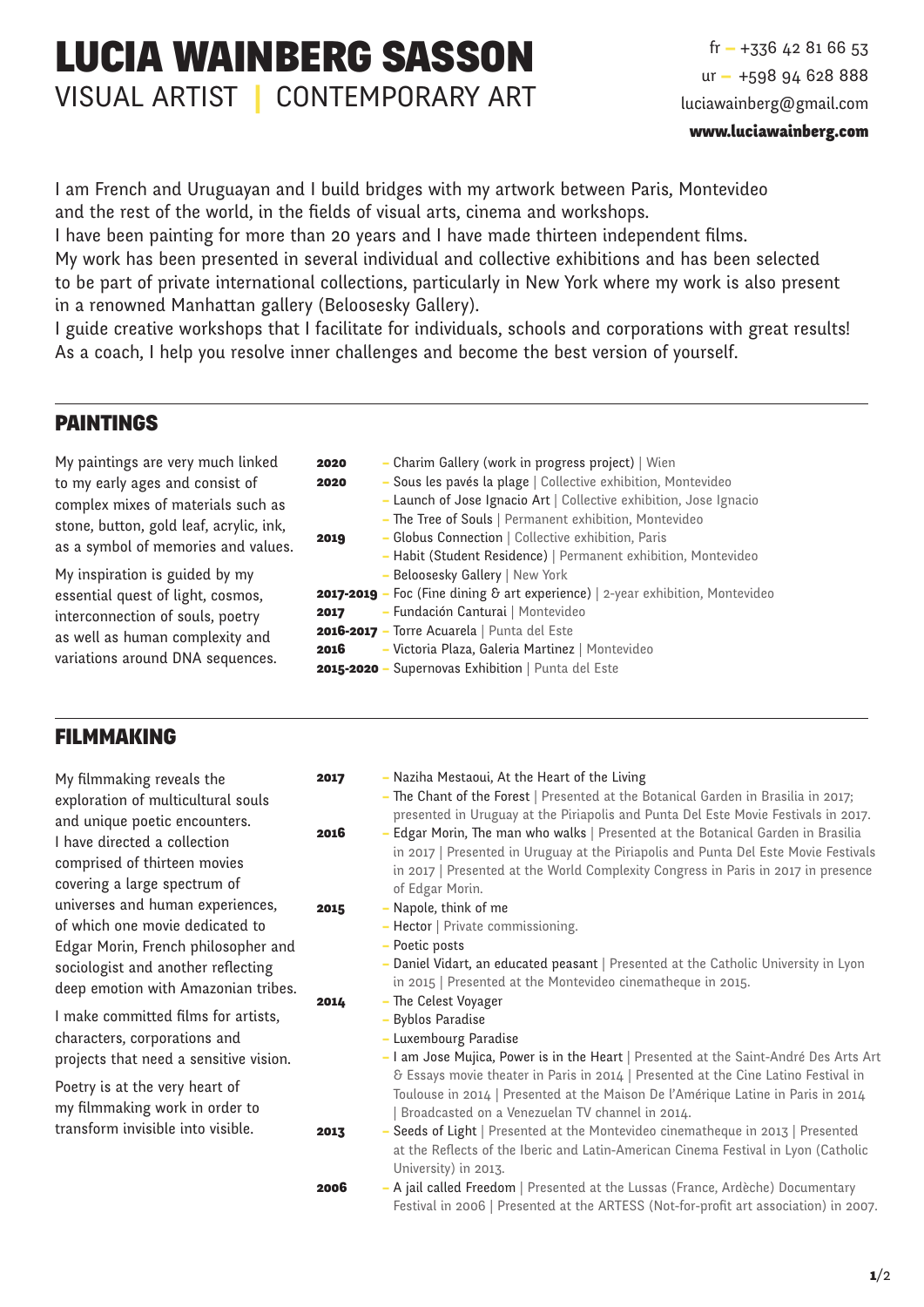# LUCIA WAINBERG SASSON

## VISUAL ARTIST | CONTEMPORARY ART

fr – +336 42 81 66 53
ur – +598 94 628 888
luciawainberg@gmail.com
**www.luciawainberg.com**

I am French and Uruguayan and I build bridges with my artwork between Paris, Montevideo and the rest of the world, in the fields of visual arts, cinema and workshops.
I have been painting for more than 20 years and I have made thirteen independent films.
My work has been presented in several individual and collective exhibitions and has been selected to be part of private international collections, particularly in New York where my work is also present in a renowned Manhattan gallery (Beloosesky Gallery).
I guide creative workshops that I facilitate for individuals, schools and corporations with great results!
As a coach, I help you resolve inner challenges and become the best version of yourself.

## PAINTINGS

My paintings are very much linked to my early ages and consist of complex mixes of materials such as stone, button, gold leaf, acrylic, ink, as a symbol of memories and values.

My inspiration is guided by my essential quest of light, cosmos, interconnection of souls, poetry as well as human complexity and variations around DNA sequences.

**2020** – Charim Gallery (work in progress project) | Wien
**2020** – Sous les pavés la plage | Collective exhibition, Montevideo
– Launch of Jose Ignacio Art | Collective exhibition, Jose Ignacio
– The Tree of Souls | Permanent exhibition, Montevideo
**2019** – Globus Connection | Collective exhibition, Paris
– Habit (Student Residence) | Permanent exhibition, Montevideo
– Beloosesky Gallery | New York
**2017-2019** – Foc (Fine dining & art experience) | 2-year exhibition, Montevideo
**2017** – Fundación Canturai | Montevideo
**2016-2017** – Torre Acuarela | Punta del Este
**2016** – Victoria Plaza, Galeria Martinez | Montevideo
**2015-2020** – Supernovas Exhibition | Punta del Este

## FILMMAKING

My filmmaking reveals the exploration of multicultural souls and unique poetic encounters. I have directed a collection comprised of thirteen movies covering a large spectrum of universes and human experiences, of which one movie dedicated to Edgar Morin, French philosopher and sociologist and another reflecting deep emotion with Amazonian tribes.

I make committed films for artists, characters, corporations and projects that need a sensitive vision.

Poetry is at the very heart of my filmmaking work in order to transform invisible into visible.

**2017** – Naziha Mestaoui, At the Heart of the Living
– The Chant of the Forest | Presented at the Botanical Garden in Brasilia in 2017; presented in Uruguay at the Piriapolis and Punta Del Este Movie Festivals in 2017.
**2016** – Edgar Morin, The man who walks | Presented at the Botanical Garden in Brasilia in 2017 | Presented in Uruguay at the Piriapolis and Punta Del Este Movie Festivals in 2017 | Presented at the World Complexity Congress in Paris in 2017 in presence of Edgar Morin.
**2015** – Napole, think of me
– Hector | Private commissioning.
– Poetic posts
– Daniel Vidart, an educated peasant | Presented at the Catholic University in Lyon in 2015 | Presented at the Montevideo cinematheque in 2015.
**2014** – The Celest Voyager
– Byblos Paradise
– Luxembourg Paradise
– I am Jose Mujica, Power is in the Heart | Presented at the Saint-André Des Arts Art & Essays movie theater in Paris in 2014 | Presented at the Cine Latino Festival in Toulouse in 2014 | Presented at the Maison De l'Amérique Latine in Paris in 2014 | Broadcasted on a Venezuelan TV channel in 2014.
**2013** – Seeds of Light | Presented at the Montevideo cinematheque in 2013 | Presented at the Reflects of the Iberic and Latin-American Cinema Festival in Lyon (Catholic University) in 2013.
**2006** – A jail called Freedom | Presented at the Lussas (France, Ardèche) Documentary Festival in 2006 | Presented at the ARTESS (Not-for-profit art association) in 2007.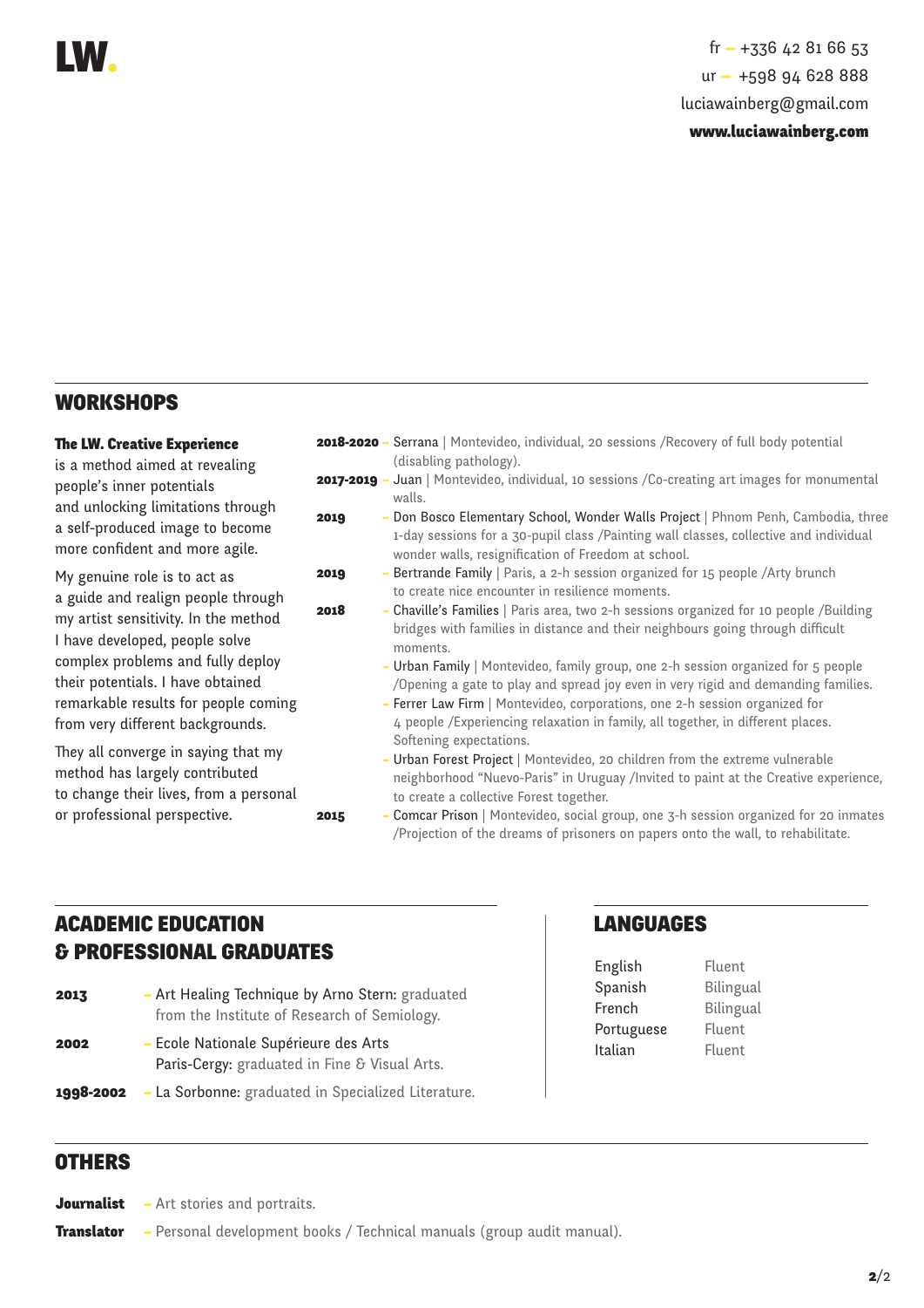# LW.

fr – +336 42 81 66 53
ur – +598 94 628 888
luciawainberg@gmail.com
**www.luciawainberg.com**

## WORKSHOPS

**The LW. Creative Experience** is a method aimed at revealing people's inner potentials and unlocking limitations through a self-produced image to become more confident and more agile.

My genuine role is to act as a guide and realign people through my artist sensitivity. In the method I have developed, people solve complex problems and fully deploy their potentials. I have obtained remarkable results for people coming from very different backgrounds.

They all converge in saying that my method has largely contributed to change their lives, from a personal or professional perspective.

**2018-2020** – Serrana | Montevideo, individual, 20 sessions /Recovery of full body potential (disabling pathology).

**2017-2019** – Juan | Montevideo, individual, 10 sessions /Co-creating art images for monumental walls.

**2019** – Don Bosco Elementary School, Wonder Walls Project | Phnom Penh, Cambodia, three 1-day sessions for a 30-pupil class /Painting wall classes, collective and individual wonder walls, resignification of Freedom at school.

**2019** – Bertrande Family | Paris, a 2-h session organized for 15 people /Arty brunch to create nice encounter in resilience moments.

**2018** – Chaville's Families | Paris area, two 2-h sessions organized for 10 people /Building bridges with families in distance and their neighbours going through difficult moments.
– Urban Family | Montevideo, family group, one 2-h session organized for 5 people /Opening a gate to play and spread joy even in very rigid and demanding families.
– Ferrer Law Firm | Montevideo, corporations, one 2-h session organized for 4 people /Experiencing relaxation in family, all together, in different places. Softening expectations.
– Urban Forest Project | Montevideo, 20 children from the extreme vulnerable neighborhood "Nuevo-Paris" in Uruguay /Invited to paint at the Creative experience, to create a collective Forest together.

**2015** – Comcar Prison | Montevideo, social group, one 3-h session organized for 20 inmates /Projection of the dreams of prisoners on papers onto the wall, to rehabilitate.

## ACADEMIC EDUCATION & PROFESSIONAL GRADUATES

**2013** – Art Healing Technique by Arno Stern: graduated from the Institute of Research of Semiology.

**2002** – Ecole Nationale Supérieure des Arts Paris-Cergy: graduated in Fine & Visual Arts.

**1998-2002** – La Sorbonne: graduated in Specialized Literature.

## LANGUAGES

| | |
|---|---|
| English | Fluent |
| Spanish | Bilingual |
| French | Bilingual |
| Portuguese | Fluent |
| Italian | Fluent |

## OTHERS

**Journalist** – Art stories and portraits.

**Translator** – Personal development books / Technical manuals (group audit manual).